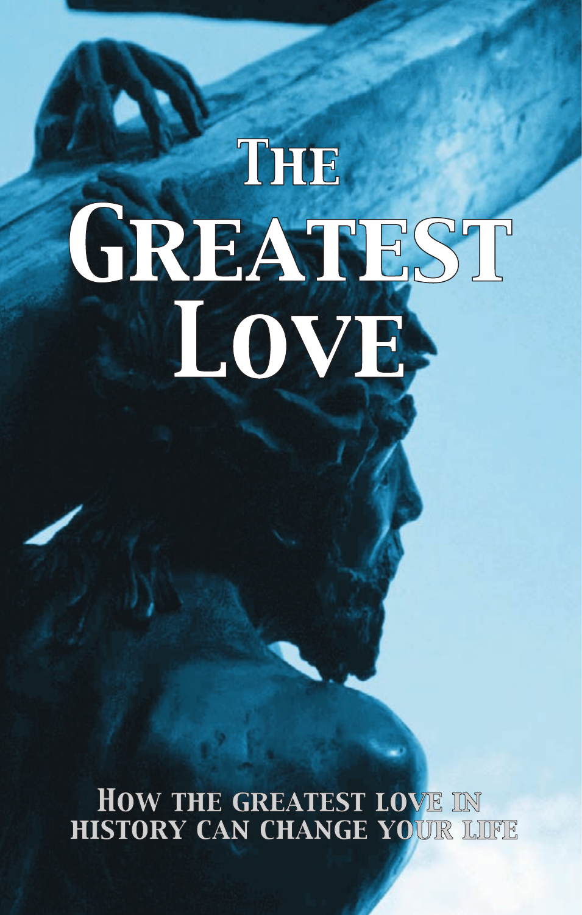# The Greatest Love

## How the greatest love in history can change your life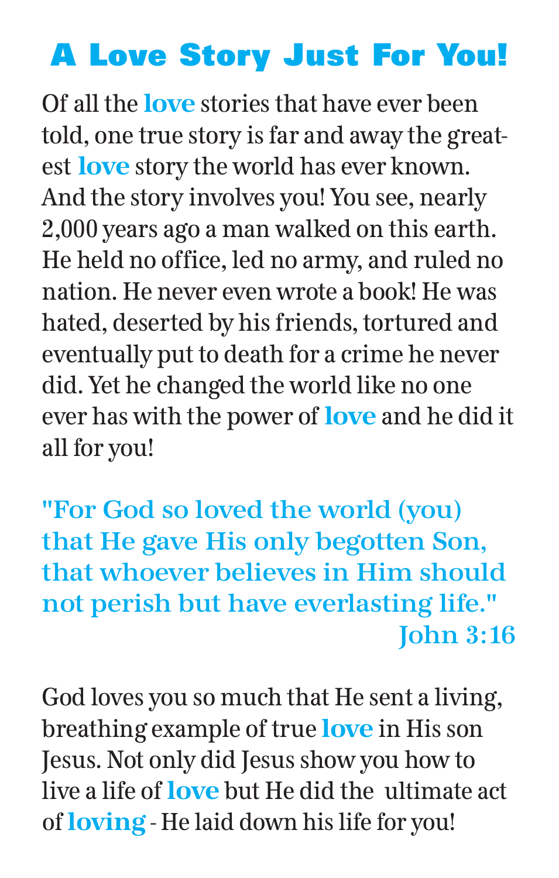# A Love Story Just For You!

Of all the **love** stories that have ever been told, one true story is far and away the greatest **love** story the world has ever known. And the story involves you! You see, nearly 2,000 years ago a man walked on this earth. He held no office, led no army, and ruled no nation. He never even wrote a book! He was hated, deserted by his friends, tortured and eventually put to death for a crime he never did. Yet he changed the world like no one ever has with the power of **love** and he did it all for you!

**"For God so loved the world (you) that He gave His only begotten Son, that whoever believes in Him should not perish but have everlasting life."**

**John 3:16**

God loves you so much that He sent a living, breathing example of true **love** in His son Jesus. Not only did Jesus show you how to live a life of **love** but He did the ultimate act of **loving** - He laid down his life for you!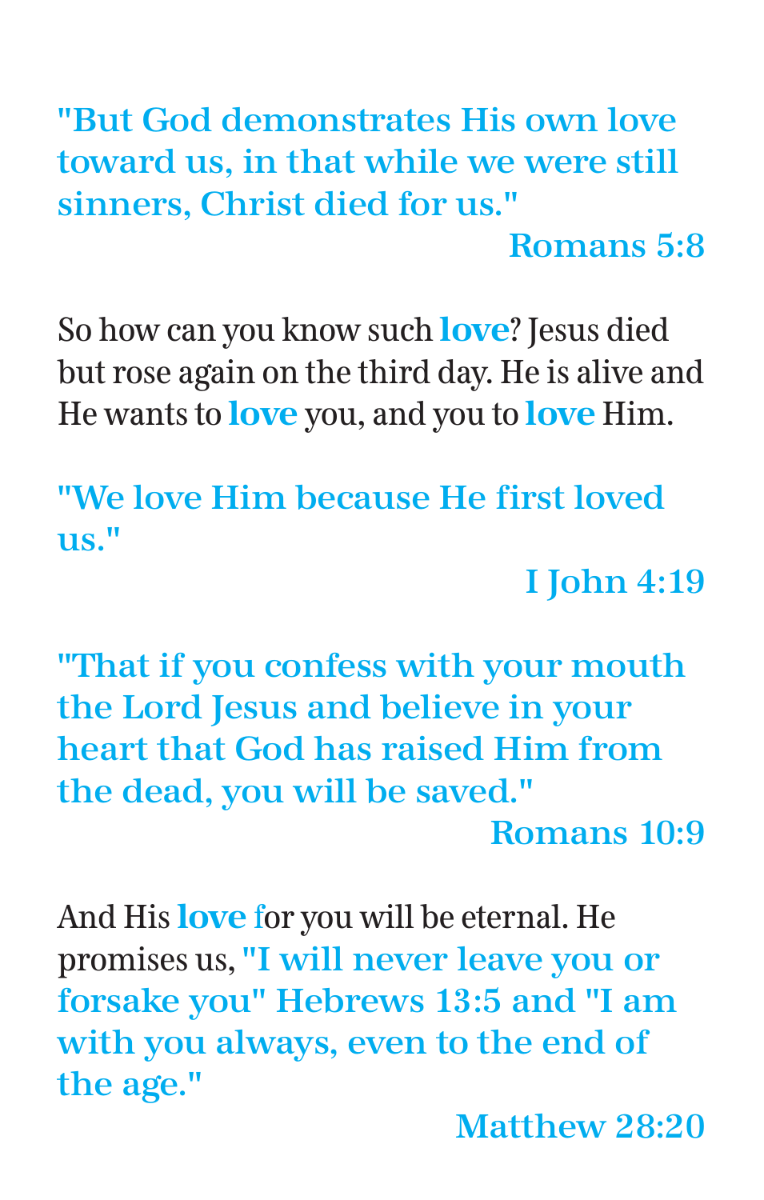**"But God demonstrates His own love toward us, in that while we were still sinners, Christ died for us."**

**Romans 5:8**

So how can you know such **love**? Jesus died but rose again on the third day. He is alive and He wants to **love** you, and you to **love** Him.

**"We love Him because He first loved us."**

**I John 4:19**

**"That if you confess with your mouth the Lord Jesus and believe in your heart that God has raised Him from the dead, you will be saved."**

**Romans 10:9**

And His **love f**or you will be eternal. He promises us, **"I will never leave you or forsake you" Hebrews 13:5 and "I am with you always, even to the end of the age."**

**Matthew 28:20**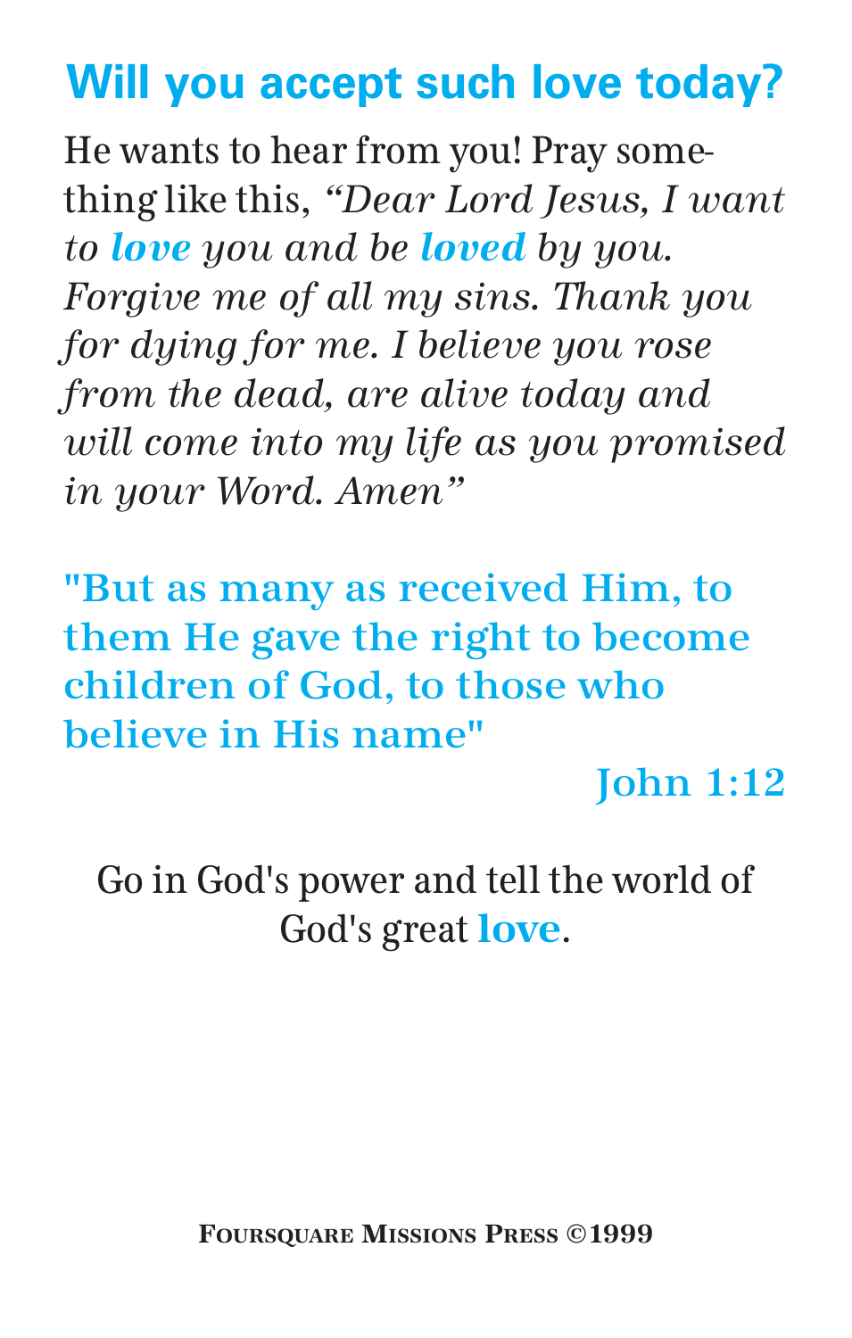## Will you accept such love today?

He wants to hear from you! Pray something like this, *"Dear Lord Jesus, I want to **love** you and be **loved** by you. Forgive me of all my sins. Thank you for dying for me. I believe you rose from the dead, are alive today and will come into my life as you promised in your Word. Amen"*

"But as many as received Him, to them He gave the right to become children of God, to those who believe in His name"

John 1:12

Go in God's power and tell the world of God's great **love**.

**Foursquare Missions Press ©1999**